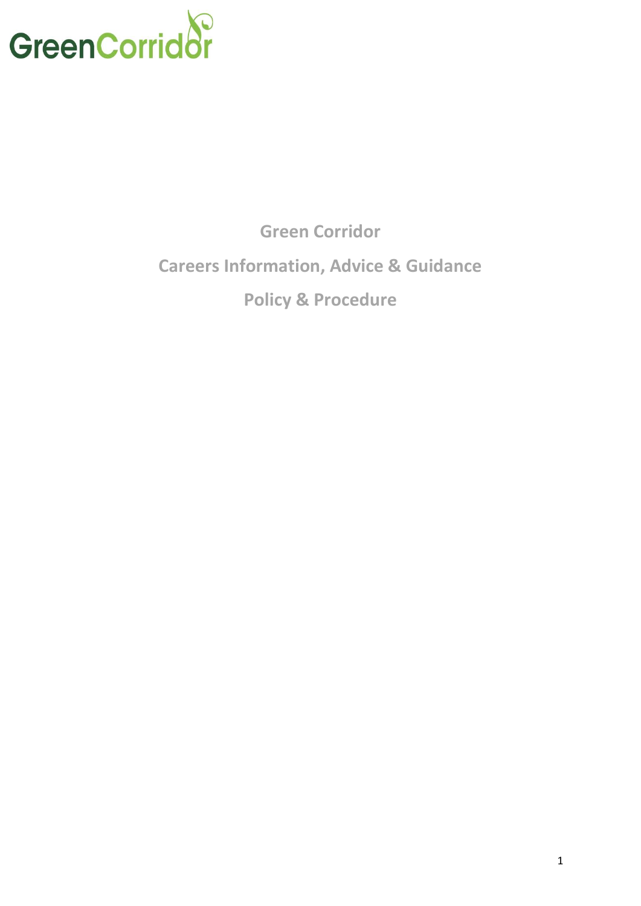GreenCorridor

# Green Corridor

# Careers Information, Advice & Guidance

# Policy & Procedure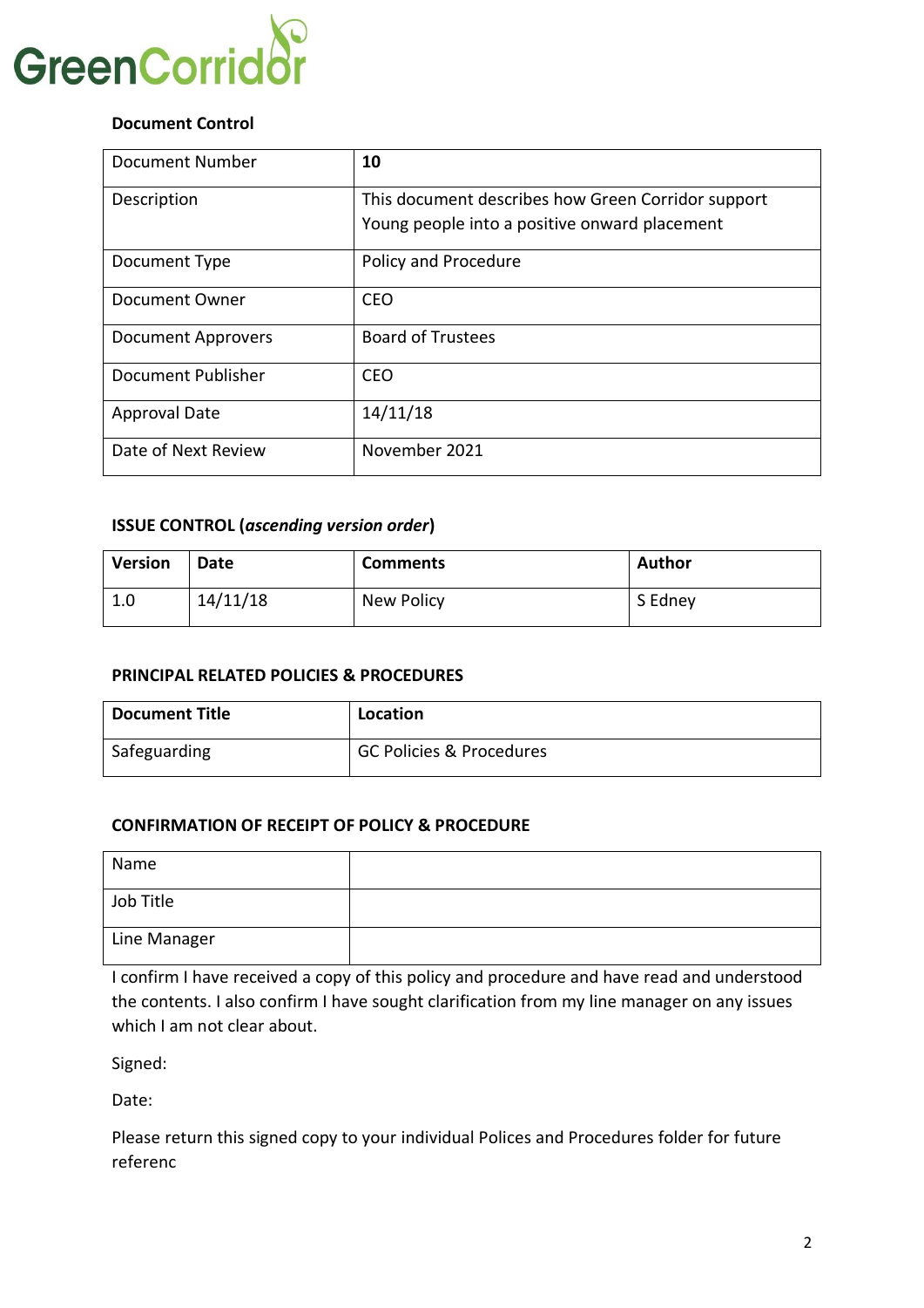GreenCorridor

**Document Control**

| Document Number | **10** |
|---|---|
| Description | This document describes how Green Corridor support Young people into a positive onward placement |
| Document Type | Policy and Procedure |
| Document Owner | CEO |
| Document Approvers | Board of Trustees |
| Document Publisher | CEO |
| Approval Date | 14/11/18 |
| Date of Next Review | November 2021 |

**ISSUE CONTROL (*ascending version order*)**

| Version | Date | Comments | Author |
|---|---|---|---|
| 1.0 | 14/11/18 | New Policy | S Edney |

**PRINCIPAL RELATED POLICIES & PROCEDURES**

| Document Title | Location |
|---|---|
| Safeguarding | GC Policies & Procedures |

**CONFIRMATION OF RECEIPT OF POLICY & PROCEDURE**

| Name | |
|---|---|
| Job Title | |
| Line Manager | |

I confirm I have received a copy of this policy and procedure and have read and understood the contents. I also confirm I have sought clarification from my line manager on any issues which I am not clear about.

Signed:

Date:

Please return this signed copy to your individual Polices and Procedures folder for future referenc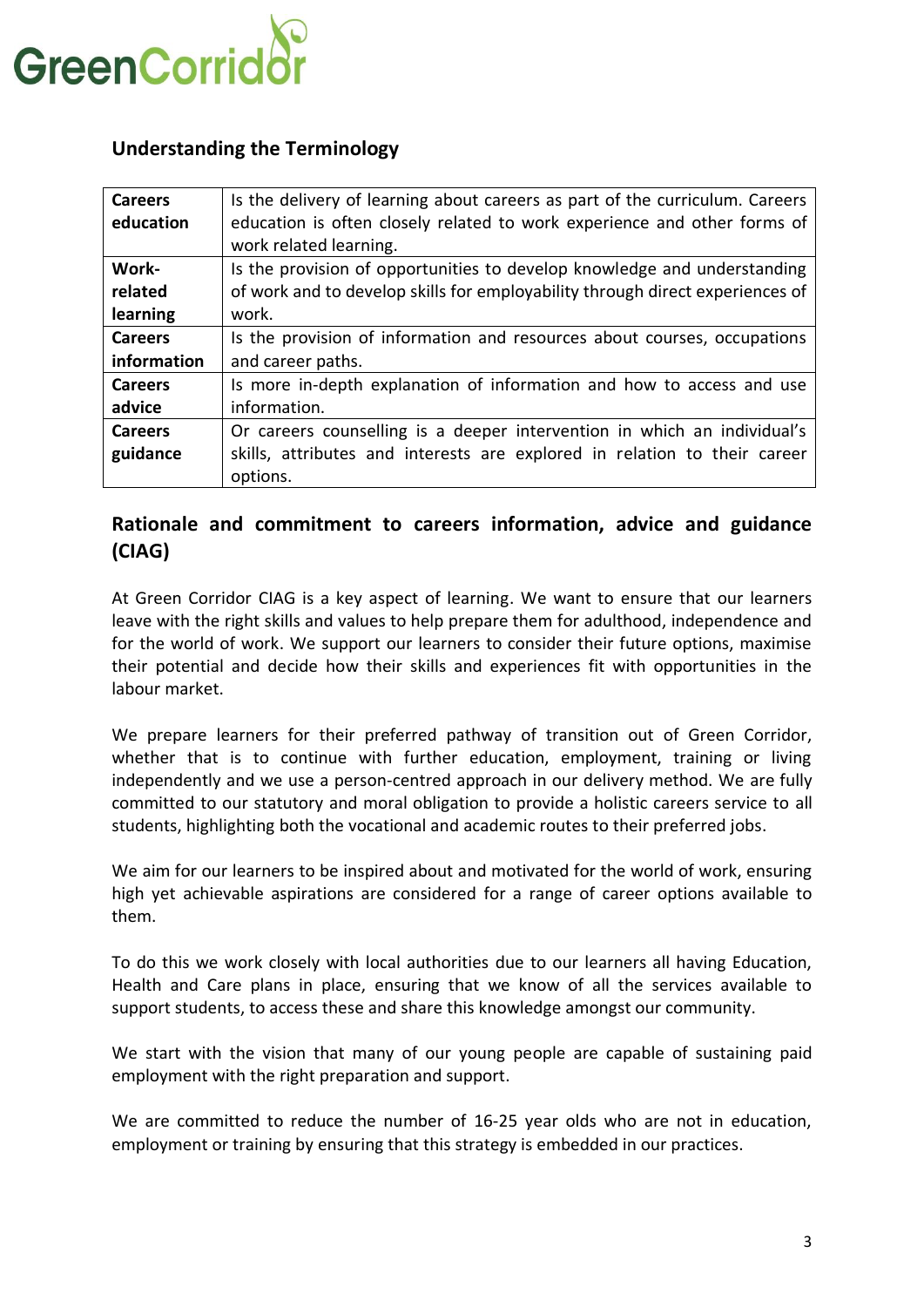## Understanding the Terminology

| | |
|---|---|
| **Careers education** | Is the delivery of learning about careers as part of the curriculum. Careers education is often closely related to work experience and other forms of work related learning. |
| **Work-related learning** | Is the provision of opportunities to develop knowledge and understanding of work and to develop skills for employability through direct experiences of work. |
| **Careers information** | Is the provision of information and resources about courses, occupations and career paths. |
| **Careers advice** | Is more in-depth explanation of information and how to access and use information. |
| **Careers guidance** | Or careers counselling is a deeper intervention in which an individual's skills, attributes and interests are explored in relation to their career options. |

## Rationale and commitment to careers information, advice and guidance (CIAG)

At Green Corridor CIAG is a key aspect of learning. We want to ensure that our learners leave with the right skills and values to help prepare them for adulthood, independence and for the world of work. We support our learners to consider their future options, maximise their potential and decide how their skills and experiences fit with opportunities in the labour market.

We prepare learners for their preferred pathway of transition out of Green Corridor, whether that is to continue with further education, employment, training or living independently and we use a person-centred approach in our delivery method. We are fully committed to our statutory and moral obligation to provide a holistic careers service to all students, highlighting both the vocational and academic routes to their preferred jobs.

We aim for our learners to be inspired about and motivated for the world of work, ensuring high yet achievable aspirations are considered for a range of career options available to them.

To do this we work closely with local authorities due to our learners all having Education, Health and Care plans in place, ensuring that we know of all the services available to support students, to access these and share this knowledge amongst our community.

We start with the vision that many of our young people are capable of sustaining paid employment with the right preparation and support.

We are committed to reduce the number of 16-25 year olds who are not in education, employment or training by ensuring that this strategy is embedded in our practices.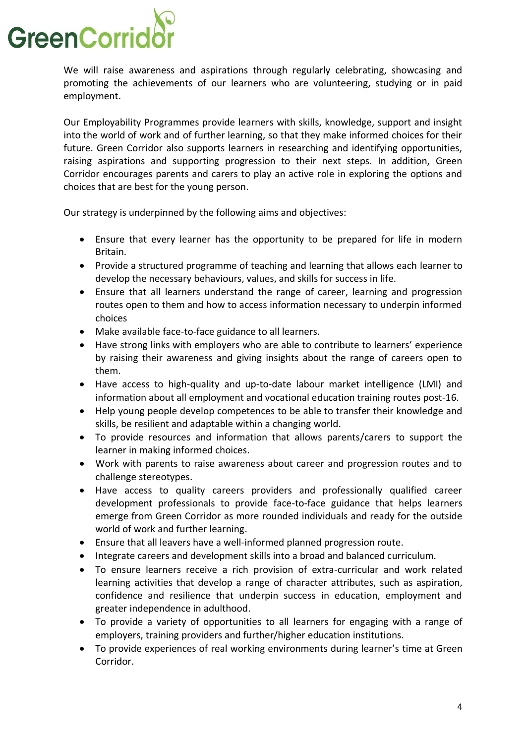We will raise awareness and aspirations through regularly celebrating, showcasing and promoting the achievements of our learners who are volunteering, studying or in paid employment.

Our Employability Programmes provide learners with skills, knowledge, support and insight into the world of work and of further learning, so that they make informed choices for their future. Green Corridor also supports learners in researching and identifying opportunities, raising aspirations and supporting progression to their next steps. In addition, Green Corridor encourages parents and carers to play an active role in exploring the options and choices that are best for the young person.

Our strategy is underpinned by the following aims and objectives:

- Ensure that every learner has the opportunity to be prepared for life in modern Britain.
- Provide a structured programme of teaching and learning that allows each learner to develop the necessary behaviours, values, and skills for success in life.
- Ensure that all learners understand the range of career, learning and progression routes open to them and how to access information necessary to underpin informed choices
- Make available face-to-face guidance to all learners.
- Have strong links with employers who are able to contribute to learners' experience by raising their awareness and giving insights about the range of careers open to them.
- Have access to high-quality and up-to-date labour market intelligence (LMI) and information about all employment and vocational education training routes post-16.
- Help young people develop competences to be able to transfer their knowledge and skills, be resilient and adaptable within a changing world.
- To provide resources and information that allows parents/carers to support the learner in making informed choices.
- Work with parents to raise awareness about career and progression routes and to challenge stereotypes.
- Have access to quality careers providers and professionally qualified career development professionals to provide face-to-face guidance that helps learners emerge from Green Corridor as more rounded individuals and ready for the outside world of work and further learning.
- Ensure that all leavers have a well-informed planned progression route.
- Integrate careers and development skills into a broad and balanced curriculum.
- To ensure learners receive a rich provision of extra-curricular and work related learning activities that develop a range of character attributes, such as aspiration, confidence and resilience that underpin success in education, employment and greater independence in adulthood.
- To provide a variety of opportunities to all learners for engaging with a range of employers, training providers and further/higher education institutions.
- To provide experiences of real working environments during learner's time at Green Corridor.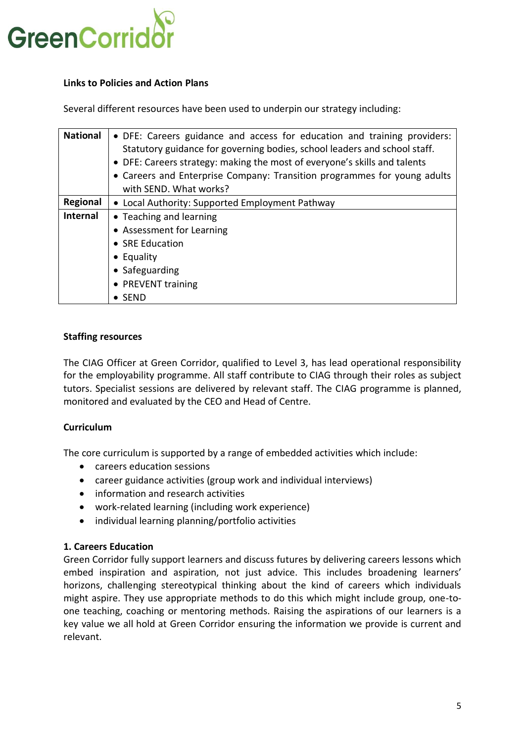**Links to Policies and Action Plans**

Several different resources have been used to underpin our strategy including:

| | |
|---|---|
| **National** | • DFE: Careers guidance and access for education and training providers: Statutory guidance for governing bodies, school leaders and school staff.<br>• DFE: Careers strategy: making the most of everyone's skills and talents<br>• Careers and Enterprise Company: Transition programmes for young adults with SEND. What works? |
| **Regional** | • Local Authority: Supported Employment Pathway |
| **Internal** | • Teaching and learning<br>• Assessment for Learning<br>• SRE Education<br>• Equality<br>• Safeguarding<br>• PREVENT training<br>• SEND |

**Staffing resources**

The CIAG Officer at Green Corridor, qualified to Level 3, has lead operational responsibility for the employability programme. All staff contribute to CIAG through their roles as subject tutors. Specialist sessions are delivered by relevant staff. The CIAG programme is planned, monitored and evaluated by the CEO and Head of Centre.

**Curriculum**

The core curriculum is supported by a range of embedded activities which include:

- careers education sessions
- career guidance activities (group work and individual interviews)
- information and research activities
- work-related learning (including work experience)
- individual learning planning/portfolio activities

**1. Careers Education**

Green Corridor fully support learners and discuss futures by delivering careers lessons which embed inspiration and aspiration, not just advice. This includes broadening learners' horizons, challenging stereotypical thinking about the kind of careers which individuals might aspire. They use appropriate methods to do this which might include group, one-to-one teaching, coaching or mentoring methods. Raising the aspirations of our learners is a key value we all hold at Green Corridor ensuring the information we provide is current and relevant.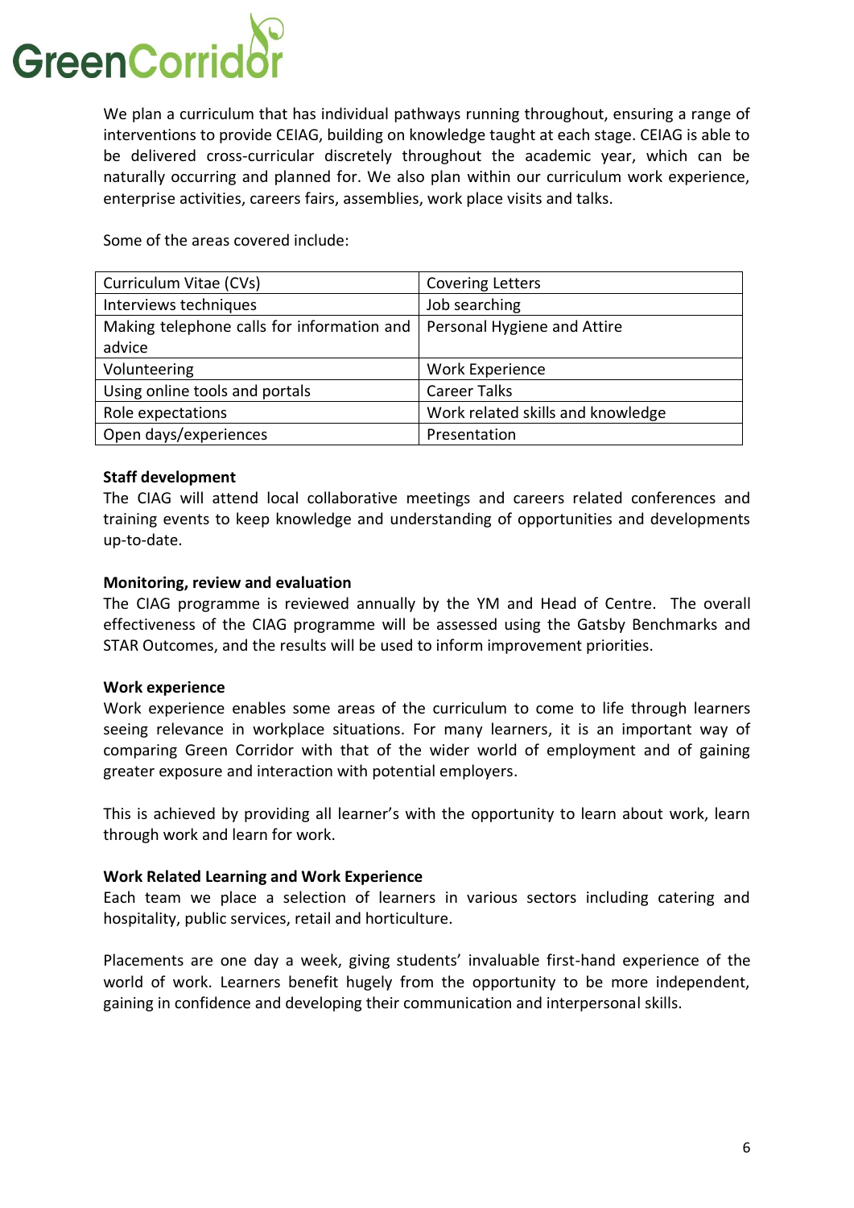We plan a curriculum that has individual pathways running throughout, ensuring a range of interventions to provide CEIAG, building on knowledge taught at each stage. CEIAG is able to be delivered cross-curricular discretely throughout the academic year, which can be naturally occurring and planned for. We also plan within our curriculum work experience, enterprise activities, careers fairs, assemblies, work place visits and talks.

Some of the areas covered include:

| Curriculum Vitae (CVs) | Covering Letters |
|---|---|
| Interviews techniques | Job searching |
| Making telephone calls for information and advice | Personal Hygiene and Attire |
| Volunteering | Work Experience |
| Using online tools and portals | Career Talks |
| Role expectations | Work related skills and knowledge |
| Open days/experiences | Presentation |

**Staff development**

The CIAG will attend local collaborative meetings and careers related conferences and training events to keep knowledge and understanding of opportunities and developments up-to-date.

**Monitoring, review and evaluation**

The CIAG programme is reviewed annually by the YM and Head of Centre. The overall effectiveness of the CIAG programme will be assessed using the Gatsby Benchmarks and STAR Outcomes, and the results will be used to inform improvement priorities.

**Work experience**

Work experience enables some areas of the curriculum to come to life through learners seeing relevance in workplace situations. For many learners, it is an important way of comparing Green Corridor with that of the wider world of employment and of gaining greater exposure and interaction with potential employers.

This is achieved by providing all learner's with the opportunity to learn about work, learn through work and learn for work.

**Work Related Learning and Work Experience**

Each team we place a selection of learners in various sectors including catering and hospitality, public services, retail and horticulture.

Placements are one day a week, giving students' invaluable first-hand experience of the world of work. Learners benefit hugely from the opportunity to be more independent, gaining in confidence and developing their communication and interpersonal skills.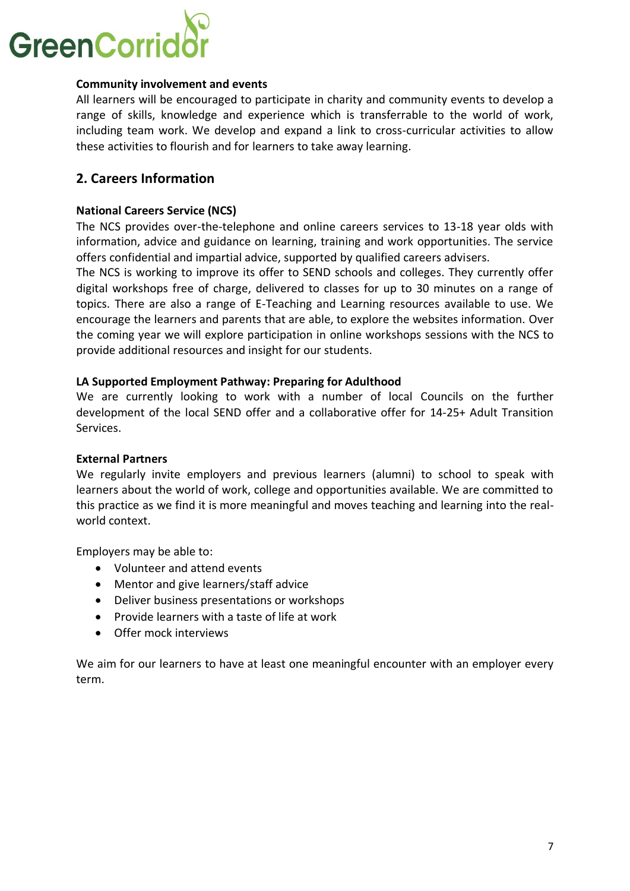**Community involvement and events**

All learners will be encouraged to participate in charity and community events to develop a range of skills, knowledge and experience which is transferrable to the world of work, including team work. We develop and expand a link to cross-curricular activities to allow these activities to flourish and for learners to take away learning.

## 2. Careers Information

**National Careers Service (NCS)**

The NCS provides over-the-telephone and online careers services to 13-18 year olds with information, advice and guidance on learning, training and work opportunities. The service offers confidential and impartial advice, supported by qualified careers advisers.

The NCS is working to improve its offer to SEND schools and colleges. They currently offer digital workshops free of charge, delivered to classes for up to 30 minutes on a range of topics. There are also a range of E-Teaching and Learning resources available to use. We encourage the learners and parents that are able, to explore the websites information. Over the coming year we will explore participation in online workshops sessions with the NCS to provide additional resources and insight for our students.

**LA Supported Employment Pathway: Preparing for Adulthood**

We are currently looking to work with a number of local Councils on the further development of the local SEND offer and a collaborative offer for 14-25+ Adult Transition Services.

**External Partners**

We regularly invite employers and previous learners (alumni) to school to speak with learners about the world of work, college and opportunities available. We are committed to this practice as we find it is more meaningful and moves teaching and learning into the real-world context.

Employers may be able to:

- Volunteer and attend events
- Mentor and give learners/staff advice
- Deliver business presentations or workshops
- Provide learners with a taste of life at work
- Offer mock interviews

We aim for our learners to have at least one meaningful encounter with an employer every term.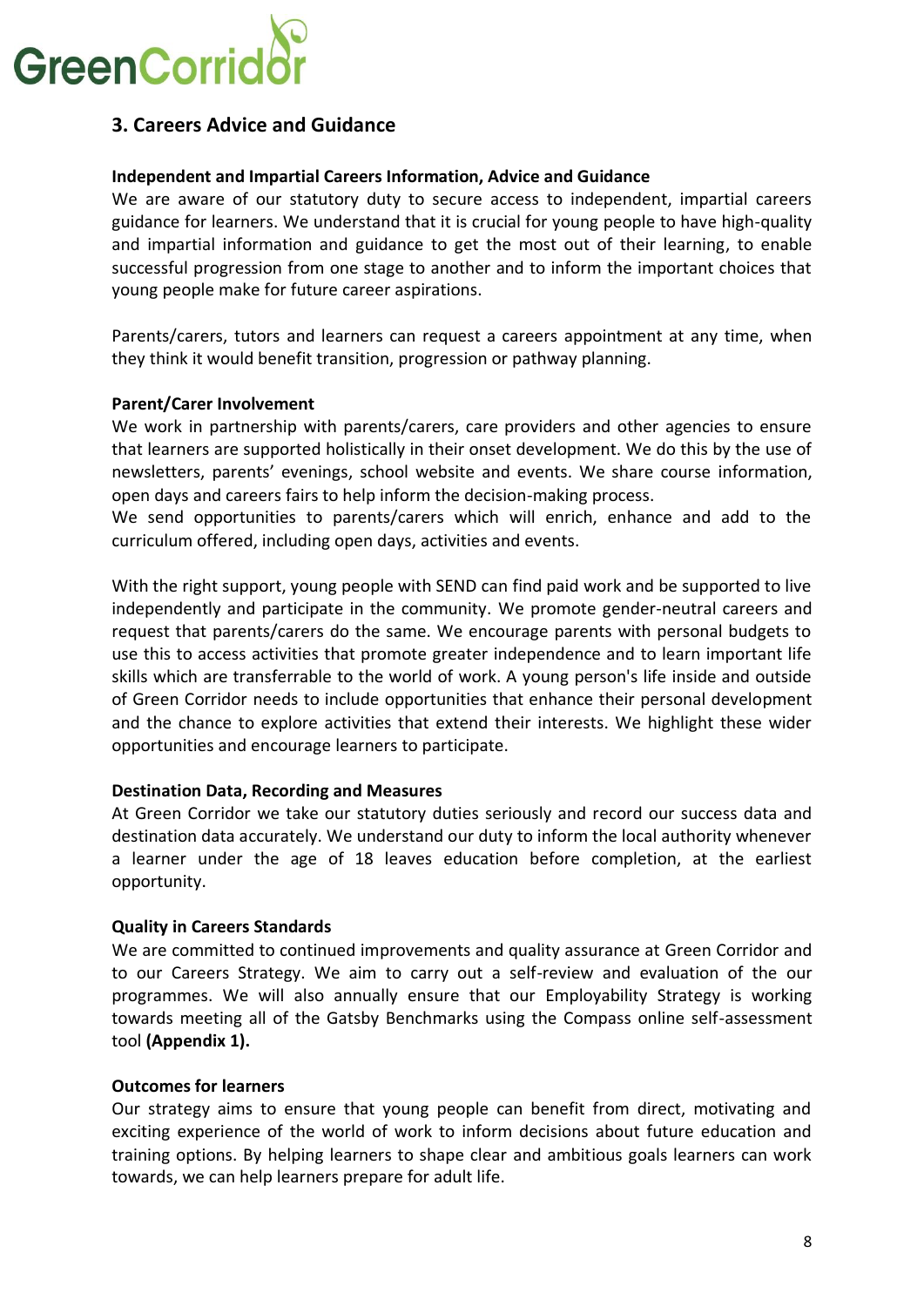## 3. Careers Advice and Guidance

**Independent and Impartial Careers Information, Advice and Guidance**
We are aware of our statutory duty to secure access to independent, impartial careers guidance for learners. We understand that it is crucial for young people to have high-quality and impartial information and guidance to get the most out of their learning, to enable successful progression from one stage to another and to inform the important choices that young people make for future career aspirations.

Parents/carers, tutors and learners can request a careers appointment at any time, when they think it would benefit transition, progression or pathway planning.

**Parent/Carer Involvement**
We work in partnership with parents/carers, care providers and other agencies to ensure that learners are supported holistically in their onset development. We do this by the use of newsletters, parents' evenings, school website and events. We share course information, open days and careers fairs to help inform the decision-making process.
We send opportunities to parents/carers which will enrich, enhance and add to the curriculum offered, including open days, activities and events.

With the right support, young people with SEND can find paid work and be supported to live independently and participate in the community. We promote gender-neutral careers and request that parents/carers do the same. We encourage parents with personal budgets to use this to access activities that promote greater independence and to learn important life skills which are transferrable to the world of work. A young person's life inside and outside of Green Corridor needs to include opportunities that enhance their personal development and the chance to explore activities that extend their interests. We highlight these wider opportunities and encourage learners to participate.

**Destination Data, Recording and Measures**
At Green Corridor we take our statutory duties seriously and record our success data and destination data accurately. We understand our duty to inform the local authority whenever a learner under the age of 18 leaves education before completion, at the earliest opportunity.

**Quality in Careers Standards**
We are committed to continued improvements and quality assurance at Green Corridor and to our Careers Strategy. We aim to carry out a self-review and evaluation of the our programmes. We will also annually ensure that our Employability Strategy is working towards meeting all of the Gatsby Benchmarks using the Compass online self-assessment tool **(Appendix 1).**

**Outcomes for learners**
Our strategy aims to ensure that young people can benefit from direct, motivating and exciting experience of the world of work to inform decisions about future education and training options. By helping learners to shape clear and ambitious goals learners can work towards, we can help learners prepare for adult life.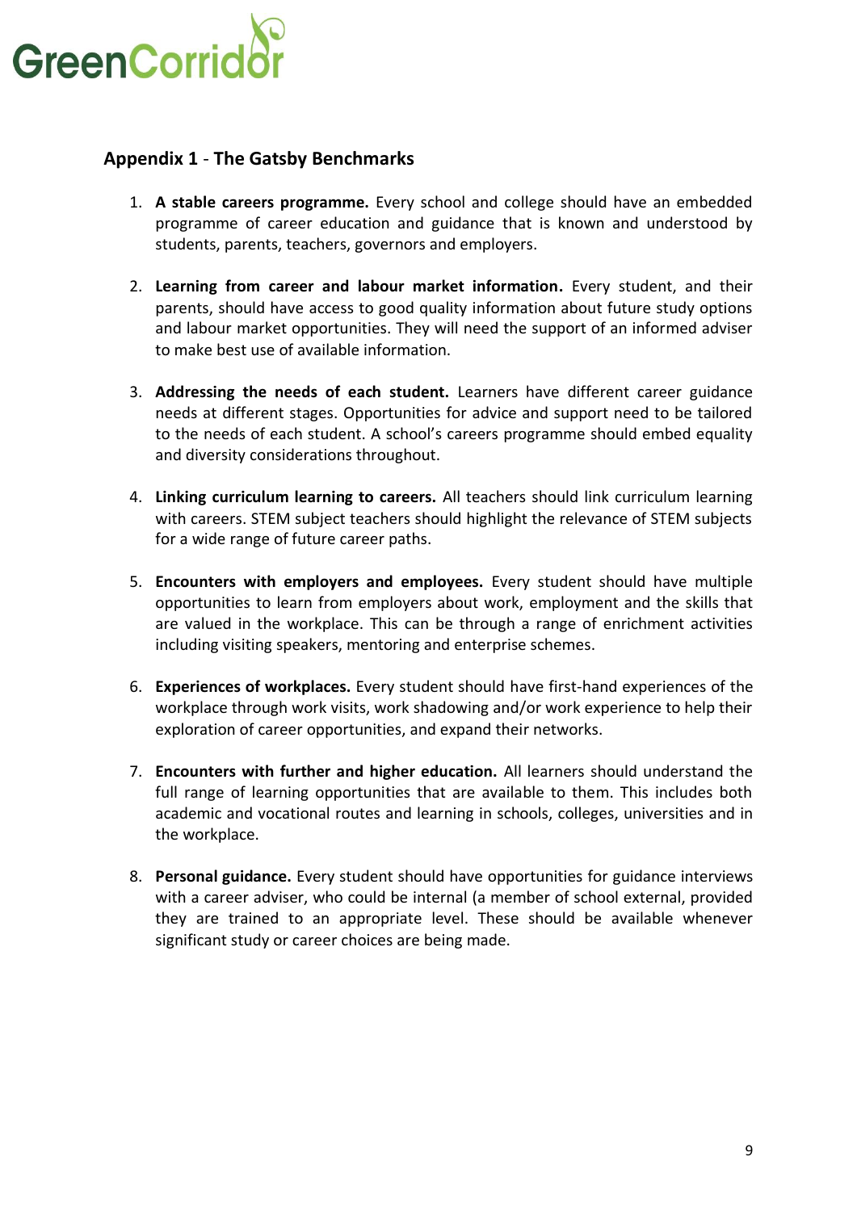GreenCorridor

## Appendix 1 - The Gatsby Benchmarks

1. **A stable careers programme.** Every school and college should have an embedded programme of career education and guidance that is known and understood by students, parents, teachers, governors and employers.

2. **Learning from career and labour market information.** Every student, and their parents, should have access to good quality information about future study options and labour market opportunities. They will need the support of an informed adviser to make best use of available information.

3. **Addressing the needs of each student.** Learners have different career guidance needs at different stages. Opportunities for advice and support need to be tailored to the needs of each student. A school's careers programme should embed equality and diversity considerations throughout.

4. **Linking curriculum learning to careers.** All teachers should link curriculum learning with careers. STEM subject teachers should highlight the relevance of STEM subjects for a wide range of future career paths.

5. **Encounters with employers and employees.** Every student should have multiple opportunities to learn from employers about work, employment and the skills that are valued in the workplace. This can be through a range of enrichment activities including visiting speakers, mentoring and enterprise schemes.

6. **Experiences of workplaces.** Every student should have first-hand experiences of the workplace through work visits, work shadowing and/or work experience to help their exploration of career opportunities, and expand their networks.

7. **Encounters with further and higher education.** All learners should understand the full range of learning opportunities that are available to them. This includes both academic and vocational routes and learning in schools, colleges, universities and in the workplace.

8. **Personal guidance.** Every student should have opportunities for guidance interviews with a career adviser, who could be internal (a member of school external, provided they are trained to an appropriate level. These should be available whenever significant study or career choices are being made.